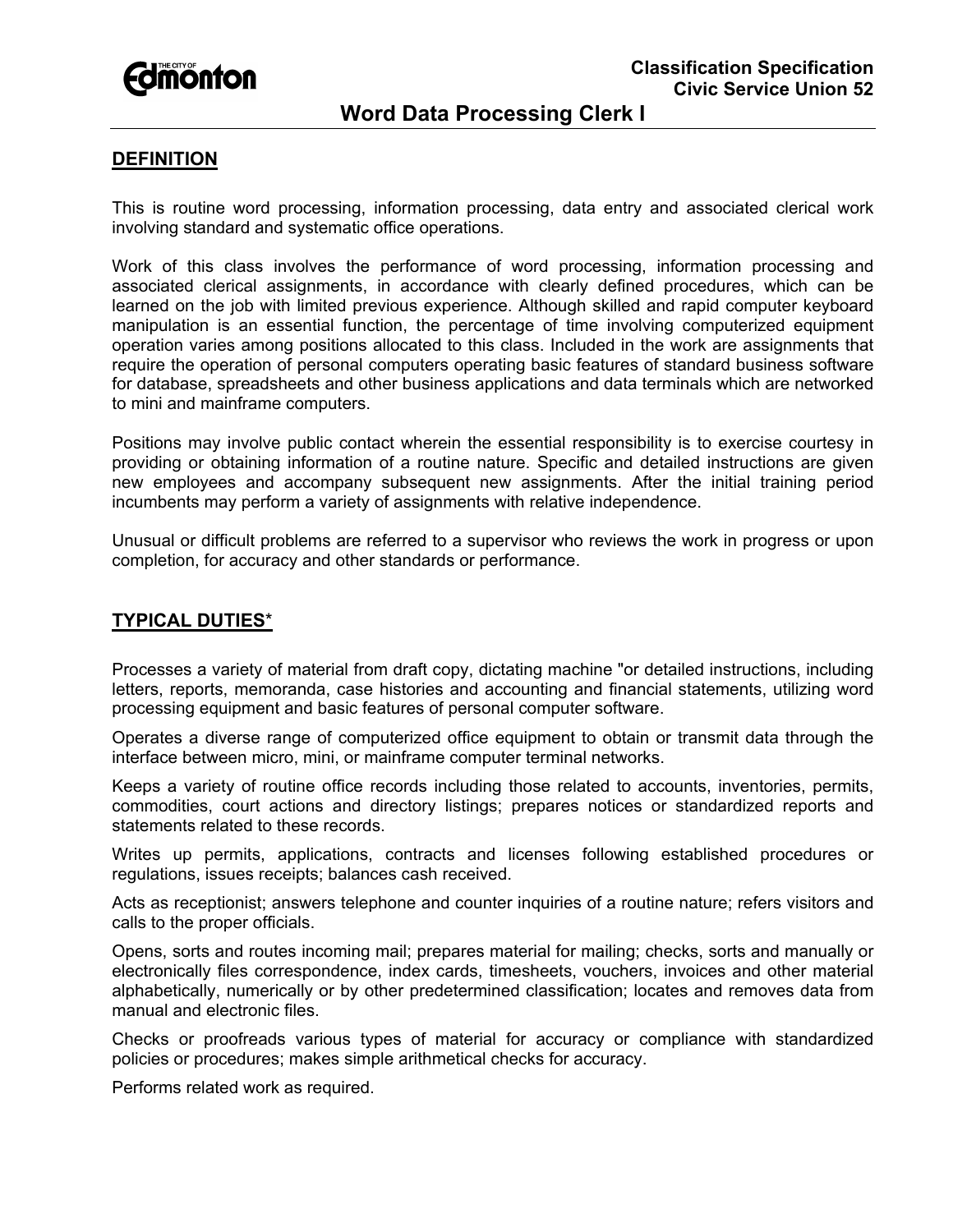Classification Specification
Civic Service Union 52

# Word Data Processing Clerk I

## DEFINITION

This is routine word processing, information processing, data entry and associated clerical work involving standard and systematic office operations.

Work of this class involves the performance of word processing, information processing and associated clerical assignments, in accordance with clearly defined procedures, which can be learned on the job with limited previous experience. Although skilled and rapid computer keyboard manipulation is an essential function, the percentage of time involving computerized equipment operation varies among positions allocated to this class. Included in the work are assignments that require the operation of personal computers operating basic features of standard business software for database, spreadsheets and other business applications and data terminals which are networked to mini and mainframe computers.

Positions may involve public contact wherein the essential responsibility is to exercise courtesy in providing or obtaining information of a routine nature. Specific and detailed instructions are given new employees and accompany subsequent new assignments. After the initial training period incumbents may perform a variety of assignments with relative independence.

Unusual or difficult problems are referred to a supervisor who reviews the work in progress or upon completion, for accuracy and other standards or performance.

## TYPICAL DUTIES*

Processes a variety of material from draft copy, dictating machine "or detailed instructions, including letters, reports, memoranda, case histories and accounting and financial statements, utilizing word processing equipment and basic features of personal computer software.

Operates a diverse range of computerized office equipment to obtain or transmit data through the interface between micro, mini, or mainframe computer terminal networks.

Keeps a variety of routine office records including those related to accounts, inventories, permits, commodities, court actions and directory listings; prepares notices or standardized reports and statements related to these records.

Writes up permits, applications, contracts and licenses following established procedures or regulations, issues receipts; balances cash received.

Acts as receptionist; answers telephone and counter inquiries of a routine nature; refers visitors and calls to the proper officials.

Opens, sorts and routes incoming mail; prepares material for mailing; checks, sorts and manually or electronically files correspondence, index cards, timesheets, vouchers, invoices and other material alphabetically, numerically or by other predetermined classification; locates and removes data from manual and electronic files.

Checks or proofreads various types of material for accuracy or compliance with standardized policies or procedures; makes simple arithmetical checks for accuracy.

Performs related work as required.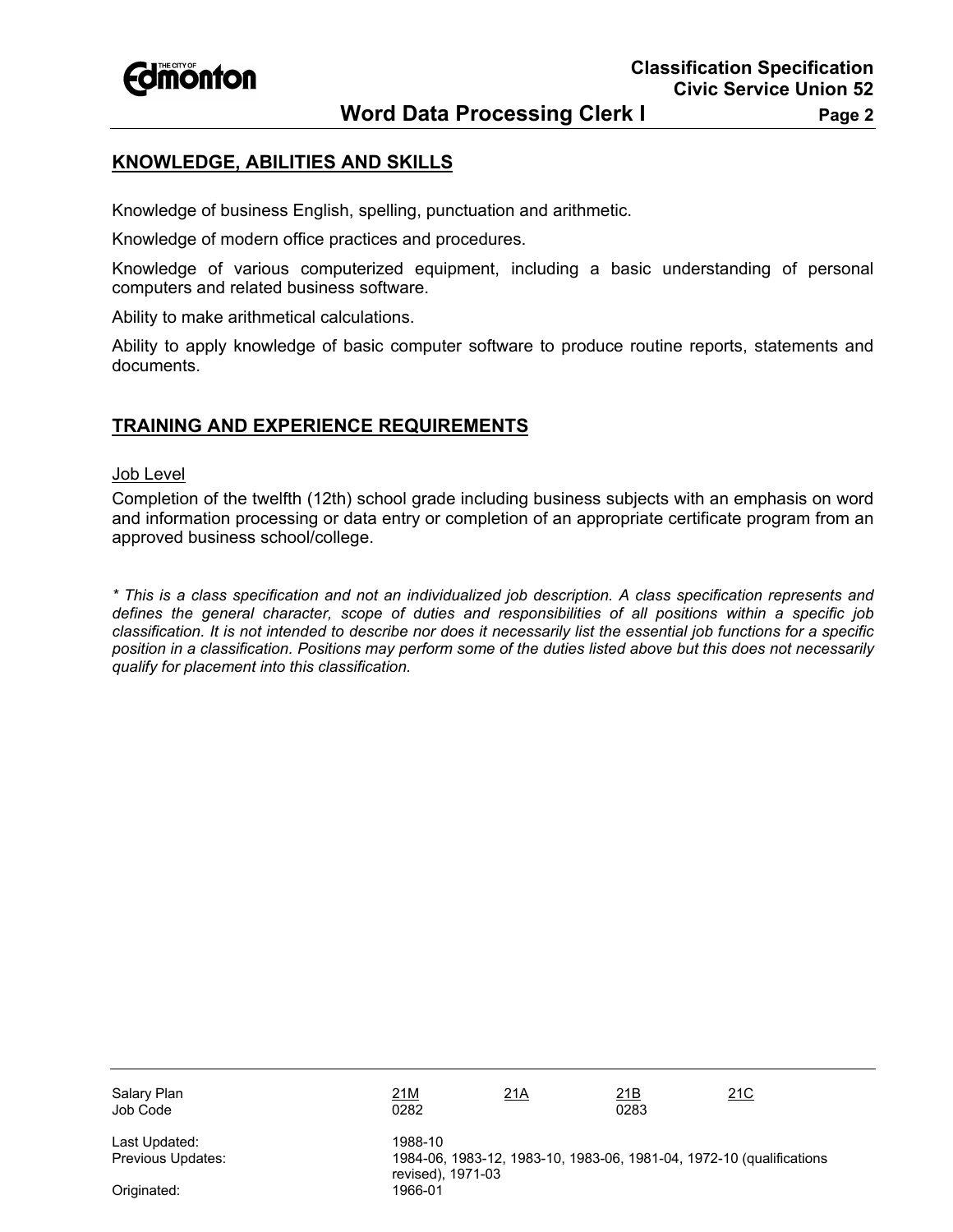## KNOWLEDGE, ABILITIES AND SKILLS

Knowledge of business English, spelling, punctuation and arithmetic.

Knowledge of modern office practices and procedures.

Knowledge of various computerized equipment, including a basic understanding of personal computers and related business software.

Ability to make arithmetical calculations.

Ability to apply knowledge of basic computer software to produce routine reports, statements and documents.

## TRAINING AND EXPERIENCE REQUIREMENTS

Job Level

Completion of the twelfth (12th) school grade including business subjects with an emphasis on word and information processing or data entry or completion of an appropriate certificate program from an approved business school/college.

*\* This is a class specification and not an individualized job description. A class specification represents and defines the general character, scope of duties and responsibilities of all positions within a specific job classification. It is not intended to describe nor does it necessarily list the essential job functions for a specific position in a classification. Positions may perform some of the duties listed above but this does not necessarily qualify for placement into this classification.*

| | | | | |
|---|---|---|---|---|
| Salary Plan | 21M | 21A | 21B | 21C |
| Job Code | 0282 | | 0283 | |

Last Updated: 1988-10

Previous Updates: 1984-06, 1983-12, 1983-10, 1983-06, 1981-04, 1972-10 (qualifications revised), 1971-03

Originated: 1966-01